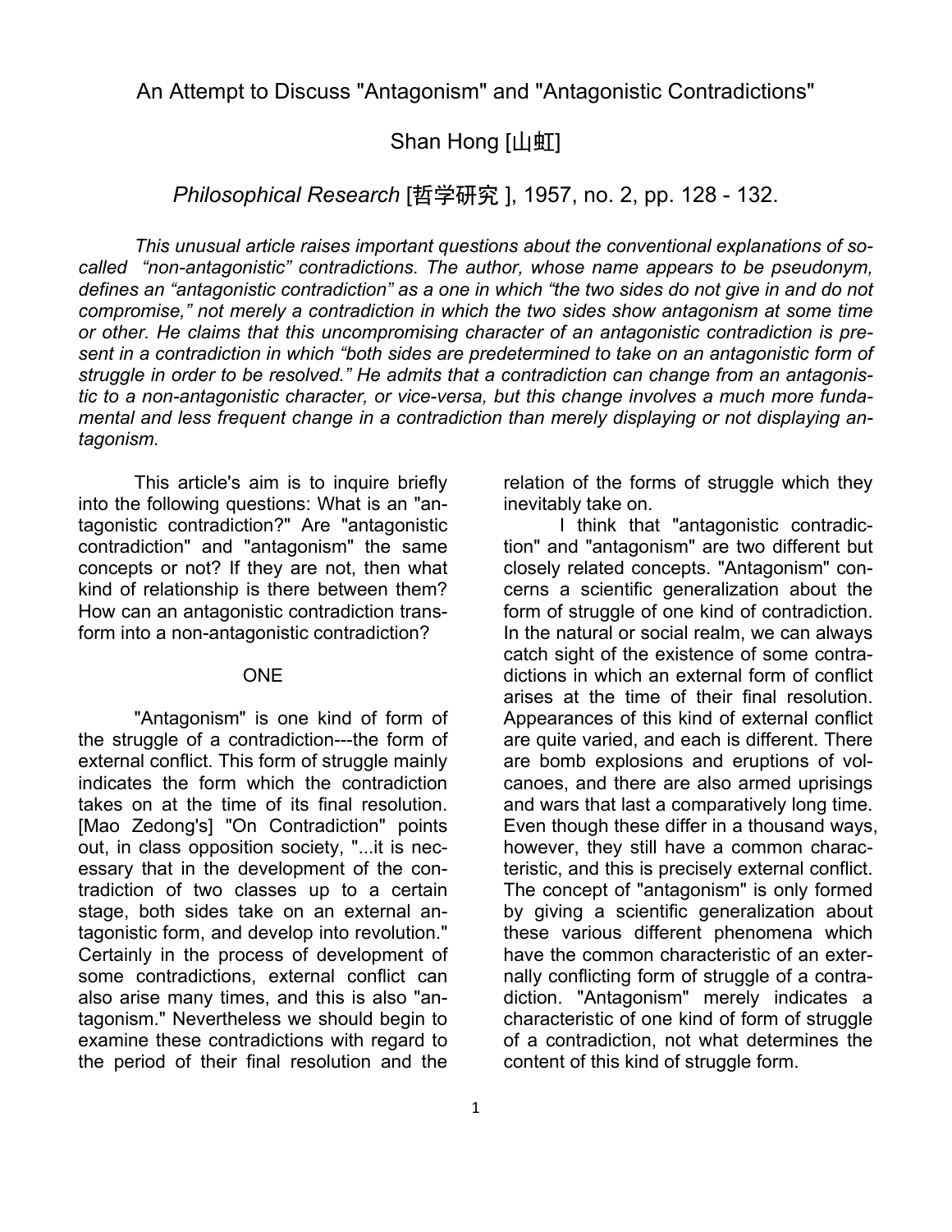# An Attempt to Discuss "Antagonism" and "Antagonistic Contradictions"

## Shan Hong [山虹]

### *Philosophical Research* [哲学研究 ], 1957, no. 2, pp. 128 - 132.

*This unusual article raises important questions about the conventional explanations of so-called "non-antagonistic" contradictions. The author, whose name appears to be pseudonym, defines an "antagonistic contradiction" as a one in which "the two sides do not give in and do not compromise," not merely a contradiction in which the two sides show antagonism at some time or other. He claims that this uncompromising character of an antagonistic contradiction is present in a contradiction in which "both sides are predetermined to take on an antagonistic form of struggle in order to be resolved." He admits that a contradiction can change from an antagonistic to a non-antagonistic character, or vice-versa, but this change involves a much more fundamental and less frequent change in a contradiction than merely displaying or not displaying antagonism.*

This article's aim is to inquire briefly into the following questions: What is an "antagonistic contradiction?" Are "antagonistic contradiction" and "antagonism" the same concepts or not? If they are not, then what kind of relationship is there between them? How can an antagonistic contradiction transform into a non-antagonistic contradiction?

## ONE

"Antagonism" is one kind of form of the struggle of a contradiction---the form of external conflict. This form of struggle mainly indicates the form which the contradiction takes on at the time of its final resolution. [Mao Zedong's] "On Contradiction" points out, in class opposition society, "...it is necessary that in the development of the contradiction of two classes up to a certain stage, both sides take on an external antagonistic form, and develop into revolution." Certainly in the process of development of some contradictions, external conflict can also arise many times, and this is also "antagonism." Nevertheless we should begin to examine these contradictions with regard to the period of their final resolution and the relation of the forms of struggle which they inevitably take on.

I think that "antagonistic contradiction" and "antagonism" are two different but closely related concepts. "Antagonism" concerns a scientific generalization about the form of struggle of one kind of contradiction. In the natural or social realm, we can always catch sight of the existence of some contradictions in which an external form of conflict arises at the time of their final resolution. Appearances of this kind of external conflict are quite varied, and each is different. There are bomb explosions and eruptions of volcanoes, and there are also armed uprisings and wars that last a comparatively long time. Even though these differ in a thousand ways, however, they still have a common characteristic, and this is precisely external conflict. The concept of "antagonism" is only formed by giving a scientific generalization about these various different phenomena which have the common characteristic of an externally conflicting form of struggle of a contradiction. "Antagonism" merely indicates a characteristic of one kind of form of struggle of a contradiction, not what determines the content of this kind of struggle form.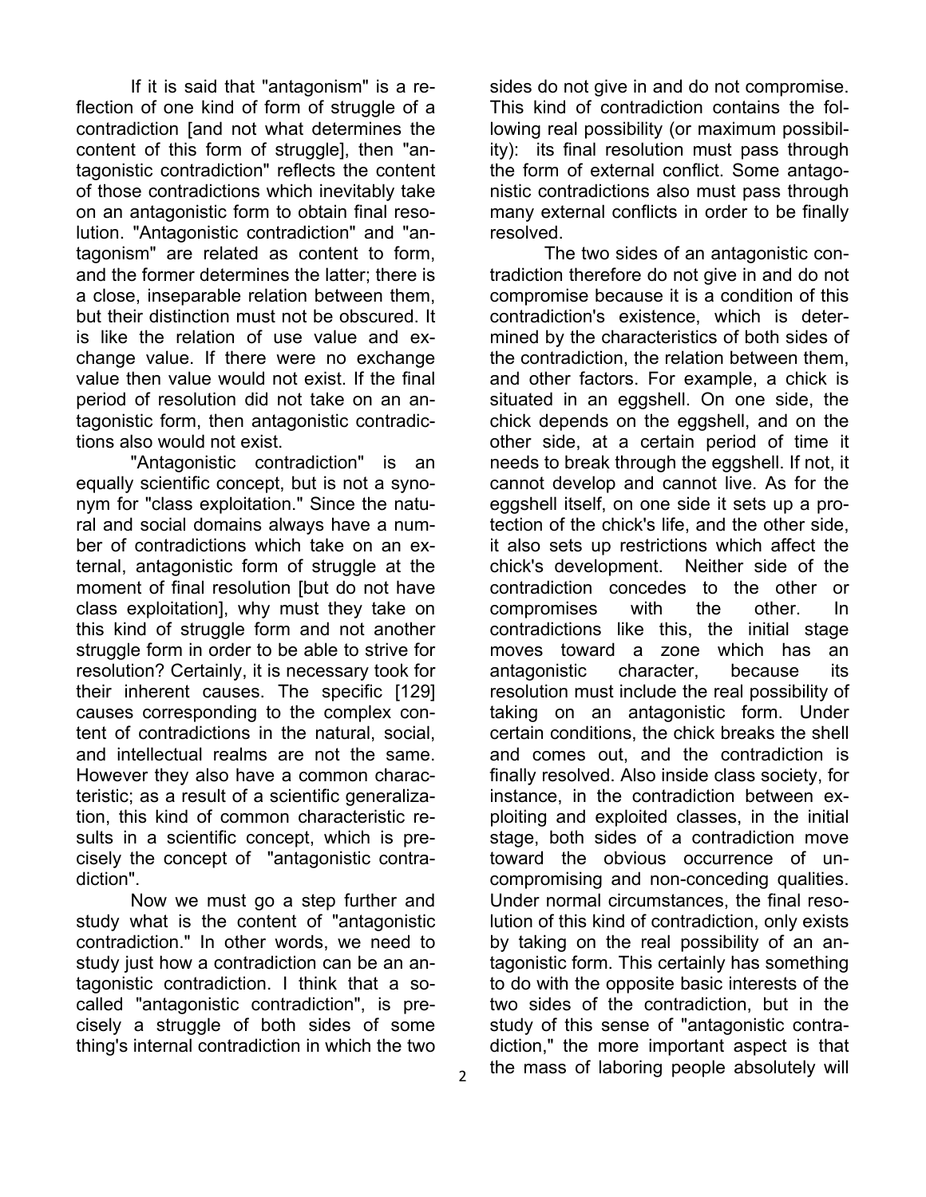If it is said that "antagonism" is a reflection of one kind of form of struggle of a contradiction [and not what determines the content of this form of struggle], then "antagonistic contradiction" reflects the content of those contradictions which inevitably take on an antagonistic form to obtain final resolution. "Antagonistic contradiction" and "antagonism" are related as content to form, and the former determines the latter; there is a close, inseparable relation between them, but their distinction must not be obscured. It is like the relation of use value and exchange value. If there were no exchange value then value would not exist. If the final period of resolution did not take on an antagonistic form, then antagonistic contradictions also would not exist.

"Antagonistic contradiction" is an equally scientific concept, but is not a synonym for "class exploitation." Since the natural and social domains always have a number of contradictions which take on an external, antagonistic form of struggle at the moment of final resolution [but do not have class exploitation], why must they take on this kind of struggle form and not another struggle form in order to be able to strive for resolution? Certainly, it is necessary took for their inherent causes. The specific [129] causes corresponding to the complex content of contradictions in the natural, social, and intellectual realms are not the same. However they also have a common characteristic; as a result of a scientific generalization, this kind of common characteristic results in a scientific concept, which is precisely the concept of "antagonistic contradiction".

Now we must go a step further and study what is the content of "antagonistic contradiction." In other words, we need to study just how a contradiction can be an antagonistic contradiction. I think that a so-called "antagonistic contradiction", is precisely a struggle of both sides of some thing's internal contradiction in which the two sides do not give in and do not compromise. This kind of contradiction contains the following real possibility (or maximum possibility): its final resolution must pass through the form of external conflict. Some antagonistic contradictions also must pass through many external conflicts in order to be finally resolved.

The two sides of an antagonistic contradiction therefore do not give in and do not compromise because it is a condition of this contradiction's existence, which is determined by the characteristics of both sides of the contradiction, the relation between them, and other factors. For example, a chick is situated in an eggshell. On one side, the chick depends on the eggshell, and on the other side, at a certain period of time it needs to break through the eggshell. If not, it cannot develop and cannot live. As for the eggshell itself, on one side it sets up a protection of the chick's life, and the other side, it also sets up restrictions which affect the chick's development. Neither side of the contradiction concedes to the other or compromises with the other. In contradictions like this, the initial stage moves toward a zone which has an antagonistic character, because its resolution must include the real possibility of taking on an antagonistic form. Under certain conditions, the chick breaks the shell and comes out, and the contradiction is finally resolved. Also inside class society, for instance, in the contradiction between exploiting and exploited classes, in the initial stage, both sides of a contradiction move toward the obvious occurrence of uncompromising and non-conceding qualities. Under normal circumstances, the final resolution of this kind of contradiction, only exists by taking on the real possibility of an antagonistic form. This certainly has something to do with the opposite basic interests of the two sides of the contradiction, but in the study of this sense of "antagonistic contradiction," the more important aspect is that the mass of laboring people absolutely will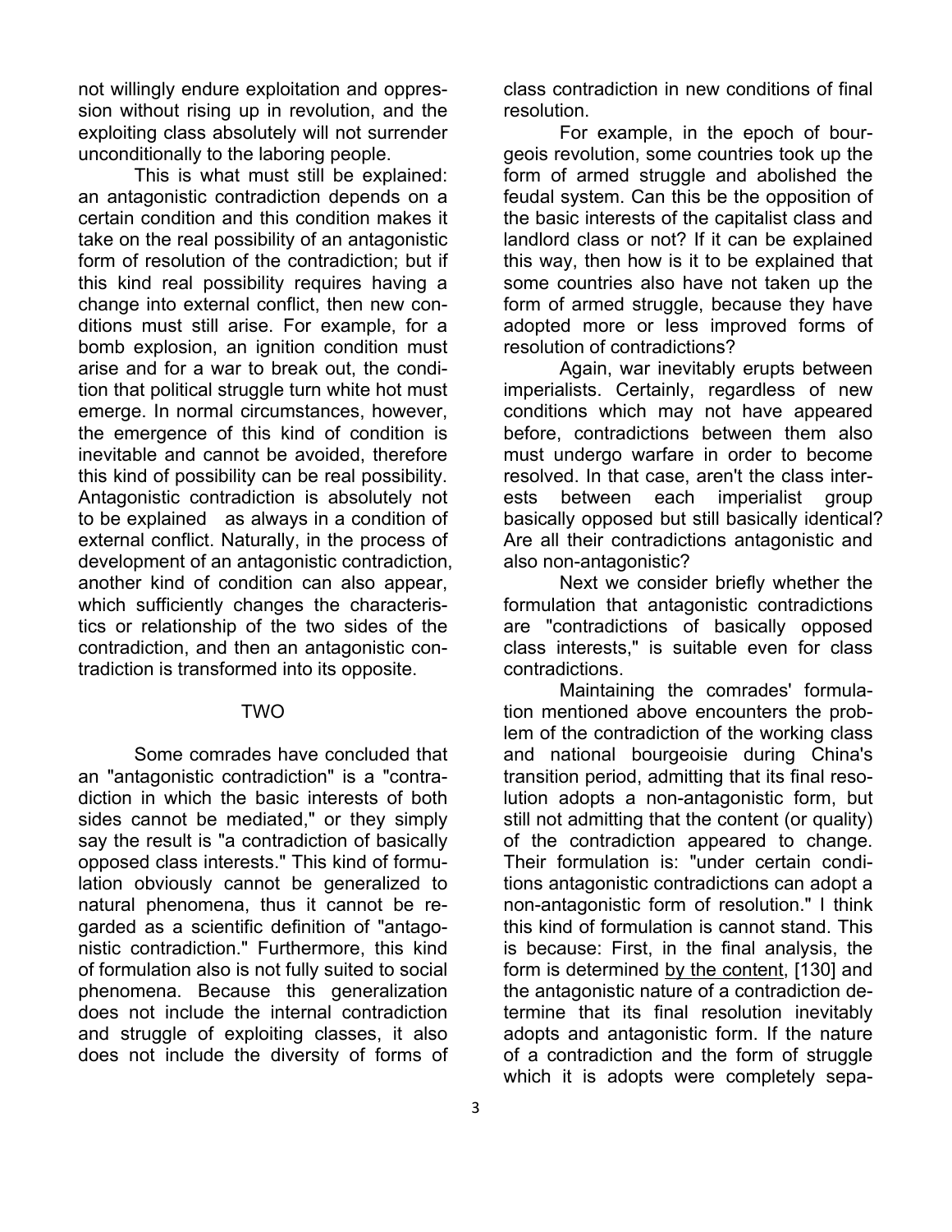not willingly endure exploitation and oppression without rising up in revolution, and the exploiting class absolutely will not surrender unconditionally to the laboring people.

This is what must still be explained: an antagonistic contradiction depends on a certain condition and this condition makes it take on the real possibility of an antagonistic form of resolution of the contradiction; but if this kind real possibility requires having a change into external conflict, then new conditions must still arise. For example, for a bomb explosion, an ignition condition must arise and for a war to break out, the condition that political struggle turn white hot must emerge. In normal circumstances, however, the emergence of this kind of condition is inevitable and cannot be avoided, therefore this kind of possibility can be real possibility. Antagonistic contradiction is absolutely not to be explained as always in a condition of external conflict. Naturally, in the process of development of an antagonistic contradiction, another kind of condition can also appear, which sufficiently changes the characteristics or relationship of the two sides of the contradiction, and then an antagonistic contradiction is transformed into its opposite.

## TWO

Some comrades have concluded that an "antagonistic contradiction" is a "contradiction in which the basic interests of both sides cannot be mediated," or they simply say the result is "a contradiction of basically opposed class interests." This kind of formulation obviously cannot be generalized to natural phenomena, thus it cannot be regarded as a scientific definition of "antagonistic contradiction." Furthermore, this kind of formulation also is not fully suited to social phenomena. Because this generalization does not include the internal contradiction and struggle of exploiting classes, it also does not include the diversity of forms of class contradiction in new conditions of final resolution.

For example, in the epoch of bourgeois revolution, some countries took up the form of armed struggle and abolished the feudal system. Can this be the opposition of the basic interests of the capitalist class and landlord class or not? If it can be explained this way, then how is it to be explained that some countries also have not taken up the form of armed struggle, because they have adopted more or less improved forms of resolution of contradictions?

Again, war inevitably erupts between imperialists. Certainly, regardless of new conditions which may not have appeared before, contradictions between them also must undergo warfare in order to become resolved. In that case, aren't the class interests between each imperialist group basically opposed but still basically identical? Are all their contradictions antagonistic and also non-antagonistic?

Next we consider briefly whether the formulation that antagonistic contradictions are "contradictions of basically opposed class interests," is suitable even for class contradictions.

Maintaining the comrades' formulation mentioned above encounters the problem of the contradiction of the working class and national bourgeoisie during China's transition period, admitting that its final resolution adopts a non-antagonistic form, but still not admitting that the content (or quality) of the contradiction appeared to change. Their formulation is: "under certain conditions antagonistic contradictions can adopt a non-antagonistic form of resolution." I think this kind of formulation is cannot stand. This is because: First, in the final analysis, the form is determined by the content, [130] and the antagonistic nature of a contradiction determine that its final resolution inevitably adopts and antagonistic form. If the nature of a contradiction and the form of struggle which it is adopts were completely sepa-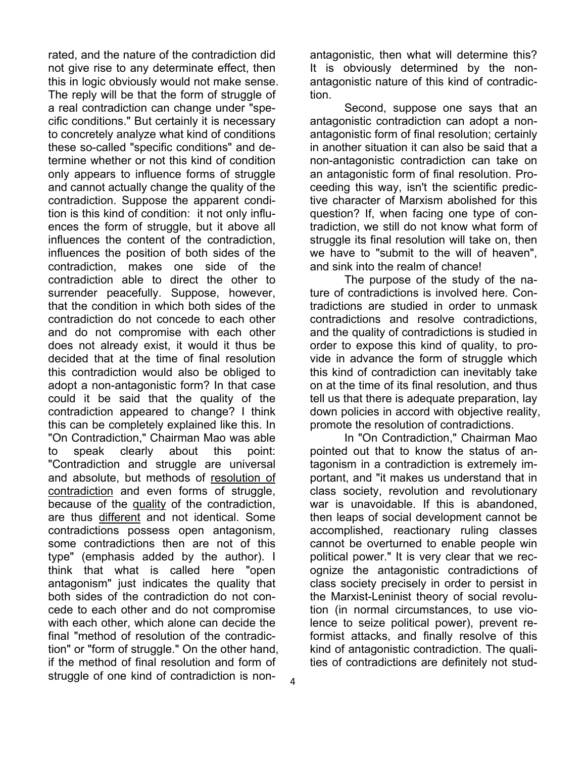rated, and the nature of the contradiction did not give rise to any determinate effect, then this in logic obviously would not make sense. The reply will be that the form of struggle of a real contradiction can change under "specific conditions." But certainly it is necessary to concretely analyze what kind of conditions these so-called "specific conditions" and determine whether or not this kind of condition only appears to influence forms of struggle and cannot actually change the quality of the contradiction. Suppose the apparent condition is this kind of condition: it not only influences the form of struggle, but it above all influences the content of the contradiction, influences the position of both sides of the contradiction, makes one side of the contradiction able to direct the other to surrender peacefully. Suppose, however, that the condition in which both sides of the contradiction do not concede to each other and do not compromise with each other does not already exist, it would it thus be decided that at the time of final resolution this contradiction would also be obliged to adopt a non-antagonistic form? In that case could it be said that the quality of the contradiction appeared to change? I think this can be completely explained like this. In "On Contradiction," Chairman Mao was able to speak clearly about this point: "Contradiction and struggle are universal and absolute, but methods of <u>resolution of contradiction</u> and even forms of struggle, because of the <u>quality</u> of the contradiction, are thus <u>different</u> and not identical. Some contradictions possess open antagonism, some contradictions then are not of this type" (emphasis added by the author). I think that what is called here "open antagonism" just indicates the quality that both sides of the contradiction do not concede to each other and do not compromise with each other, which alone can decide the final "method of resolution of the contradiction" or "form of struggle." On the other hand, if the method of final resolution and form of struggle of one kind of contradiction is non-antagonistic, then what will determine this? It is obviously determined by the non-antagonistic nature of this kind of contradiction.

Second, suppose one says that an antagonistic contradiction can adopt a non-antagonistic form of final resolution; certainly in another situation it can also be said that a non-antagonistic contradiction can take on an antagonistic form of final resolution. Proceeding this way, isn't the scientific predictive character of Marxism abolished for this question? If, when facing one type of contradiction, we still do not know what form of struggle its final resolution will take on, then we have to "submit to the will of heaven", and sink into the realm of chance!

The purpose of the study of the nature of contradictions is involved here. Contradictions are studied in order to unmask contradictions and resolve contradictions, and the quality of contradictions is studied in order to expose this kind of quality, to provide in advance the form of struggle which this kind of contradiction can inevitably take on at the time of its final resolution, and thus tell us that there is adequate preparation, lay down policies in accord with objective reality, promote the resolution of contradictions.

In "On Contradiction," Chairman Mao pointed out that to know the status of antagonism in a contradiction is extremely important, and "it makes us understand that in class society, revolution and revolutionary war is unavoidable. If this is abandoned, then leaps of social development cannot be accomplished, reactionary ruling classes cannot be overturned to enable people win political power." It is very clear that we recognize the antagonistic contradictions of class society precisely in order to persist in the Marxist-Leninist theory of social revolution (in normal circumstances, to use violence to seize political power), prevent reformist attacks, and finally resolve of this kind of antagonistic contradiction. The qualities of contradictions are definitely not stud-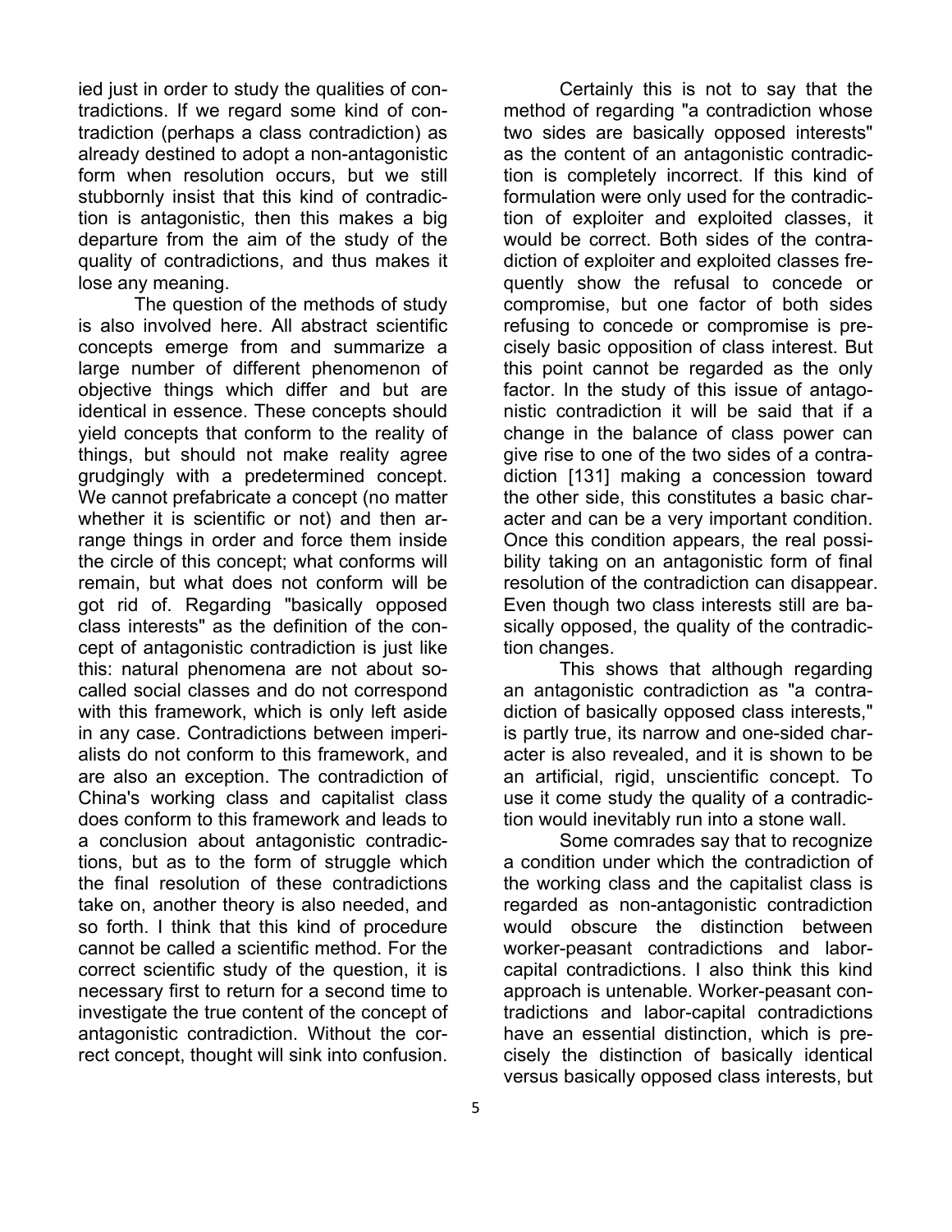ied just in order to study the qualities of contradictions. If we regard some kind of contradiction (perhaps a class contradiction) as already destined to adopt a non-antagonistic form when resolution occurs, but we still stubbornly insist that this kind of contradiction is antagonistic, then this makes a big departure from the aim of the study of the quality of contradictions, and thus makes it lose any meaning.

The question of the methods of study is also involved here. All abstract scientific concepts emerge from and summarize a large number of different phenomenon of objective things which differ and but are identical in essence. These concepts should yield concepts that conform to the reality of things, but should not make reality agree grudgingly with a predetermined concept. We cannot prefabricate a concept (no matter whether it is scientific or not) and then arrange things in order and force them inside the circle of this concept; what conforms will remain, but what does not conform will be got rid of. Regarding "basically opposed class interests" as the definition of the concept of antagonistic contradiction is just like this: natural phenomena are not about so-called social classes and do not correspond with this framework, which is only left aside in any case. Contradictions between imperialists do not conform to this framework, and are also an exception. The contradiction of China's working class and capitalist class does conform to this framework and leads to a conclusion about antagonistic contradictions, but as to the form of struggle which the final resolution of these contradictions take on, another theory is also needed, and so forth. I think that this kind of procedure cannot be called a scientific method. For the correct scientific study of the question, it is necessary first to return for a second time to investigate the true content of the concept of antagonistic contradiction. Without the correct concept, thought will sink into confusion.

Certainly this is not to say that the method of regarding "a contradiction whose two sides are basically opposed interests" as the content of an antagonistic contradiction is completely incorrect. If this kind of formulation were only used for the contradiction of exploiter and exploited classes, it would be correct. Both sides of the contradiction of exploiter and exploited classes frequently show the refusal to concede or compromise, but one factor of both sides refusing to concede or compromise is precisely basic opposition of class interest. But this point cannot be regarded as the only factor. In the study of this issue of antagonistic contradiction it will be said that if a change in the balance of class power can give rise to one of the two sides of a contradiction [131] making a concession toward the other side, this constitutes a basic character and can be a very important condition. Once this condition appears, the real possibility taking on an antagonistic form of final resolution of the contradiction can disappear. Even though two class interests still are basically opposed, the quality of the contradiction changes.

This shows that although regarding an antagonistic contradiction as "a contradiction of basically opposed class interests," is partly true, its narrow and one-sided character is also revealed, and it is shown to be an artificial, rigid, unscientific concept. To use it come study the quality of a contradiction would inevitably run into a stone wall.

Some comrades say that to recognize a condition under which the contradiction of the working class and the capitalist class is regarded as non-antagonistic contradiction would obscure the distinction between worker-peasant contradictions and labor-capital contradictions. I also think this kind approach is untenable. Worker-peasant contradictions and labor-capital contradictions have an essential distinction, which is precisely the distinction of basically identical versus basically opposed class interests, but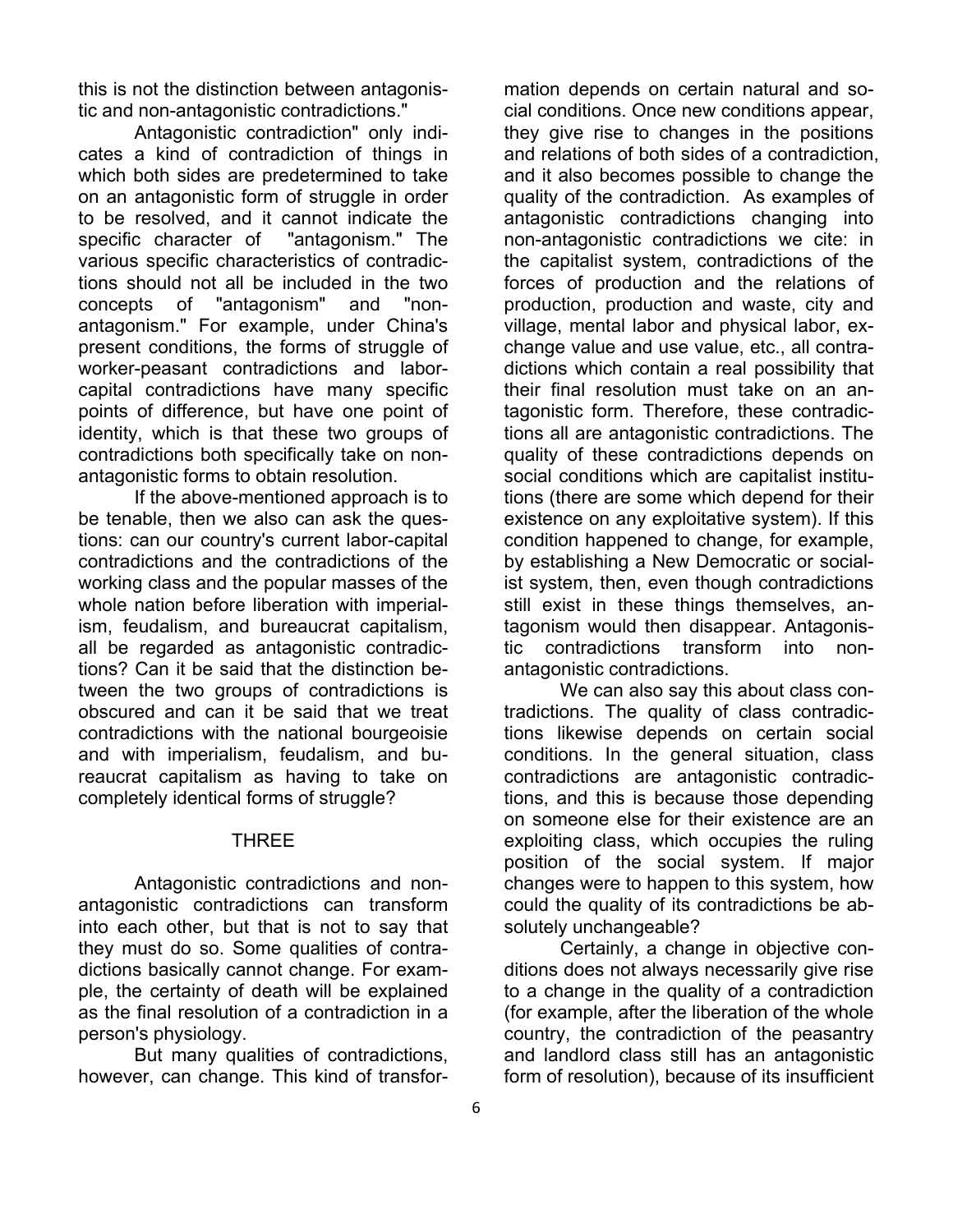this is not the distinction between antagonistic and non-antagonistic contradictions."

Antagonistic contradiction" only indicates a kind of contradiction of things in which both sides are predetermined to take on an antagonistic form of struggle in order to be resolved, and it cannot indicate the specific character of "antagonism." The various specific characteristics of contradictions should not all be included in the two concepts of "antagonism" and "non-antagonism." For example, under China's present conditions, the forms of struggle of worker-peasant contradictions and labor-capital contradictions have many specific points of difference, but have one point of identity, which is that these two groups of contradictions both specifically take on non-antagonistic forms to obtain resolution.

If the above-mentioned approach is to be tenable, then we also can ask the questions: can our country's current labor-capital contradictions and the contradictions of the working class and the popular masses of the whole nation before liberation with imperialism, feudalism, and bureaucrat capitalism, all be regarded as antagonistic contradictions? Can it be said that the distinction between the two groups of contradictions is obscured and can it be said that we treat contradictions with the national bourgeoisie and with imperialism, feudalism, and bureaucrat capitalism as having to take on completely identical forms of struggle?

## THREE

Antagonistic contradictions and non-antagonistic contradictions can transform into each other, but that is not to say that they must do so. Some qualities of contradictions basically cannot change. For example, the certainty of death will be explained as the final resolution of a contradiction in a person's physiology.

But many qualities of contradictions, however, can change. This kind of transformation depends on certain natural and social conditions. Once new conditions appear, they give rise to changes in the positions and relations of both sides of a contradiction, and it also becomes possible to change the quality of the contradiction. As examples of antagonistic contradictions changing into non-antagonistic contradictions we cite: in the capitalist system, contradictions of the forces of production and the relations of production, production and waste, city and village, mental labor and physical labor, exchange value and use value, etc., all contradictions which contain a real possibility that their final resolution must take on an antagonistic form. Therefore, these contradictions all are antagonistic contradictions. The quality of these contradictions depends on social conditions which are capitalist institutions (there are some which depend for their existence on any exploitative system). If this condition happened to change, for example, by establishing a New Democratic or socialist system, then, even though contradictions still exist in these things themselves, antagonism would then disappear. Antagonistic contradictions transform into non-antagonistic contradictions.

We can also say this about class contradictions. The quality of class contradictions likewise depends on certain social conditions. In the general situation, class contradictions are antagonistic contradictions, and this is because those depending on someone else for their existence are an exploiting class, which occupies the ruling position of the social system. If major changes were to happen to this system, how could the quality of its contradictions be absolutely unchangeable?

Certainly, a change in objective conditions does not always necessarily give rise to a change in the quality of a contradiction (for example, after the liberation of the whole country, the contradiction of the peasantry and landlord class still has an antagonistic form of resolution), because of its insufficient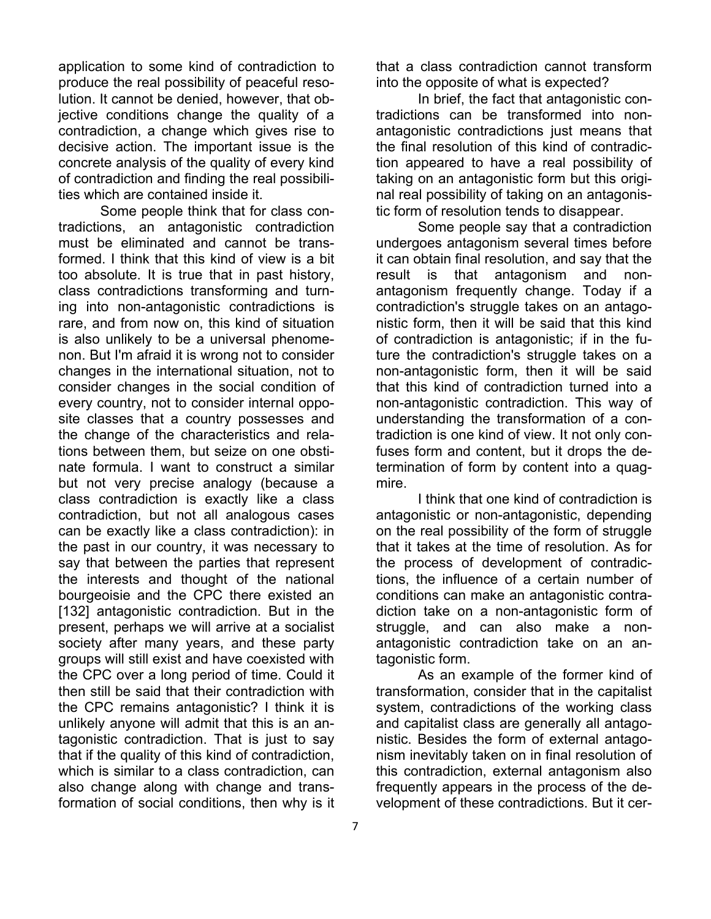application to some kind of contradiction to produce the real possibility of peaceful resolution. It cannot be denied, however, that objective conditions change the quality of a contradiction, a change which gives rise to decisive action. The important issue is the concrete analysis of the quality of every kind of contradiction and finding the real possibilities which are contained inside it.

Some people think that for class contradictions, an antagonistic contradiction must be eliminated and cannot be transformed. I think that this kind of view is a bit too absolute. It is true that in past history, class contradictions transforming and turning into non-antagonistic contradictions is rare, and from now on, this kind of situation is also unlikely to be a universal phenomenon. But I'm afraid it is wrong not to consider changes in the international situation, not to consider changes in the social condition of every country, not to consider internal opposite classes that a country possesses and the change of the characteristics and relations between them, but seize on one obstinate formula. I want to construct a similar but not very precise analogy (because a class contradiction is exactly like a class contradiction, but not all analogous cases can be exactly like a class contradiction): in the past in our country, it was necessary to say that between the parties that represent the interests and thought of the national bourgeoisie and the CPC there existed an [132] antagonistic contradiction. But in the present, perhaps we will arrive at a socialist society after many years, and these party groups will still exist and have coexisted with the CPC over a long period of time. Could it then still be said that their contradiction with the CPC remains antagonistic? I think it is unlikely anyone will admit that this is an antagonistic contradiction. That is just to say that if the quality of this kind of contradiction, which is similar to a class contradiction, can also change along with change and transformation of social conditions, then why is it that a class contradiction cannot transform into the opposite of what is expected?

In brief, the fact that antagonistic contradictions can be transformed into non-antagonistic contradictions just means that the final resolution of this kind of contradiction appeared to have a real possibility of taking on an antagonistic form but this original real possibility of taking on an antagonistic form of resolution tends to disappear.

Some people say that a contradiction undergoes antagonism several times before it can obtain final resolution, and say that the result is that antagonism and non-antagonism frequently change. Today if a contradiction's struggle takes on an antagonistic form, then it will be said that this kind of contradiction is antagonistic; if in the future the contradiction's struggle takes on a non-antagonistic form, then it will be said that this kind of contradiction turned into a non-antagonistic contradiction. This way of understanding the transformation of a contradiction is one kind of view. It not only confuses form and content, but it drops the determination of form by content into a quagmire.

I think that one kind of contradiction is antagonistic or non-antagonistic, depending on the real possibility of the form of struggle that it takes at the time of resolution. As for the process of development of contradictions, the influence of a certain number of conditions can make an antagonistic contradiction take on a non-antagonistic form of struggle, and can also make a non-antagonistic contradiction take on an antagonistic form.

As an example of the former kind of transformation, consider that in the capitalist system, contradictions of the working class and capitalist class are generally all antagonistic. Besides the form of external antagonism inevitably taken on in final resolution of this contradiction, external antagonism also frequently appears in the process of the development of these contradictions. But it cer-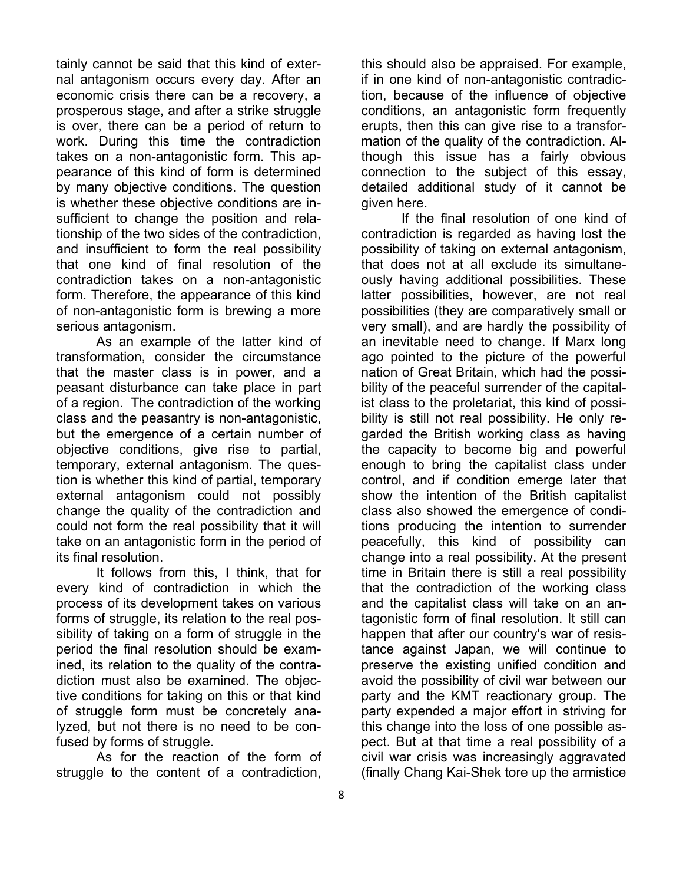tainly cannot be said that this kind of external antagonism occurs every day. After an economic crisis there can be a recovery, a prosperous stage, and after a strike struggle is over, there can be a period of return to work. During this time the contradiction takes on a non-antagonistic form. This appearance of this kind of form is determined by many objective conditions. The question is whether these objective conditions are insufficient to change the position and relationship of the two sides of the contradiction, and insufficient to form the real possibility that one kind of final resolution of the contradiction takes on a non-antagonistic form. Therefore, the appearance of this kind of non-antagonistic form is brewing a more serious antagonism.

As an example of the latter kind of transformation, consider the circumstance that the master class is in power, and a peasant disturbance can take place in part of a region. The contradiction of the working class and the peasantry is non-antagonistic, but the emergence of a certain number of objective conditions, give rise to partial, temporary, external antagonism. The question is whether this kind of partial, temporary external antagonism could not possibly change the quality of the contradiction and could not form the real possibility that it will take on an antagonistic form in the period of its final resolution.

It follows from this, I think, that for every kind of contradiction in which the process of its development takes on various forms of struggle, its relation to the real possibility of taking on a form of struggle in the period the final resolution should be examined, its relation to the quality of the contradiction must also be examined. The objective conditions for taking on this or that kind of struggle form must be concretely analyzed, but not there is no need to be confused by forms of struggle.

As for the reaction of the form of struggle to the content of a contradiction, this should also be appraised. For example, if in one kind of non-antagonistic contradiction, because of the influence of objective conditions, an antagonistic form frequently erupts, then this can give rise to a transformation of the quality of the contradiction. Although this issue has a fairly obvious connection to the subject of this essay, detailed additional study of it cannot be given here.

If the final resolution of one kind of contradiction is regarded as having lost the possibility of taking on external antagonism, that does not at all exclude its simultaneously having additional possibilities. These latter possibilities, however, are not real possibilities (they are comparatively small or very small), and are hardly the possibility of an inevitable need to change. If Marx long ago pointed to the picture of the powerful nation of Great Britain, which had the possibility of the peaceful surrender of the capitalist class to the proletariat, this kind of possibility is still not real possibility. He only regarded the British working class as having the capacity to become big and powerful enough to bring the capitalist class under control, and if condition emerge later that show the intention of the British capitalist class also showed the emergence of conditions producing the intention to surrender peacefully, this kind of possibility can change into a real possibility. At the present time in Britain there is still a real possibility that the contradiction of the working class and the capitalist class will take on an antagonistic form of final resolution. It still can happen that after our country's war of resistance against Japan, we will continue to preserve the existing unified condition and avoid the possibility of civil war between our party and the KMT reactionary group. The party expended a major effort in striving for this change into the loss of one possible aspect. But at that time a real possibility of a civil war crisis was increasingly aggravated (finally Chang Kai-Shek tore up the armistice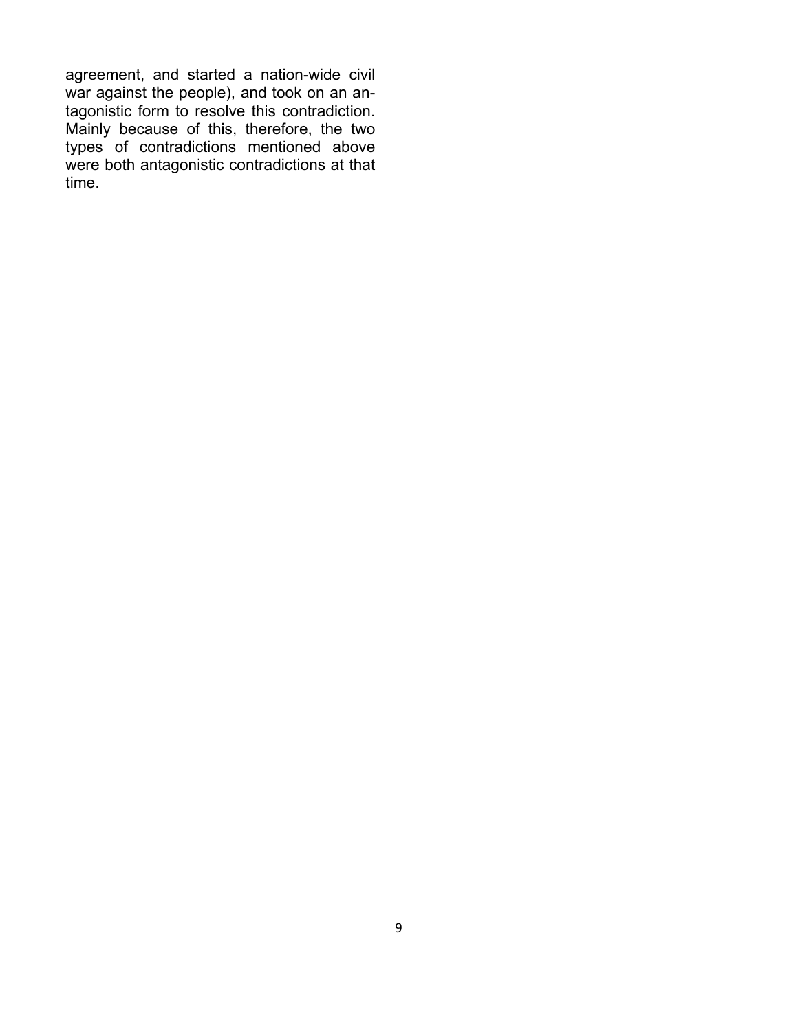agreement, and started a nation-wide civil war against the people), and took on an antagonistic form to resolve this contradiction. Mainly because of this, therefore, the two types of contradictions mentioned above were both antagonistic contradictions at that time.